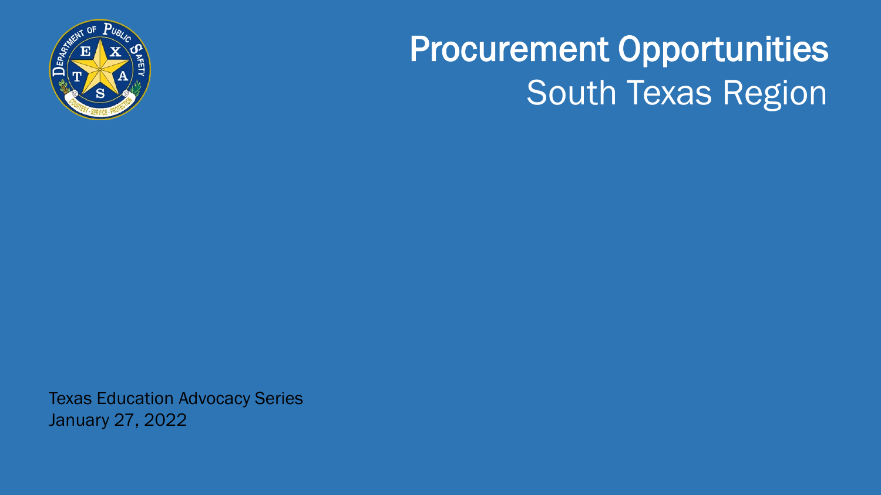# Procurement Opportunities

## South Texas Region

Texas Education Advocacy Series
January 27, 2022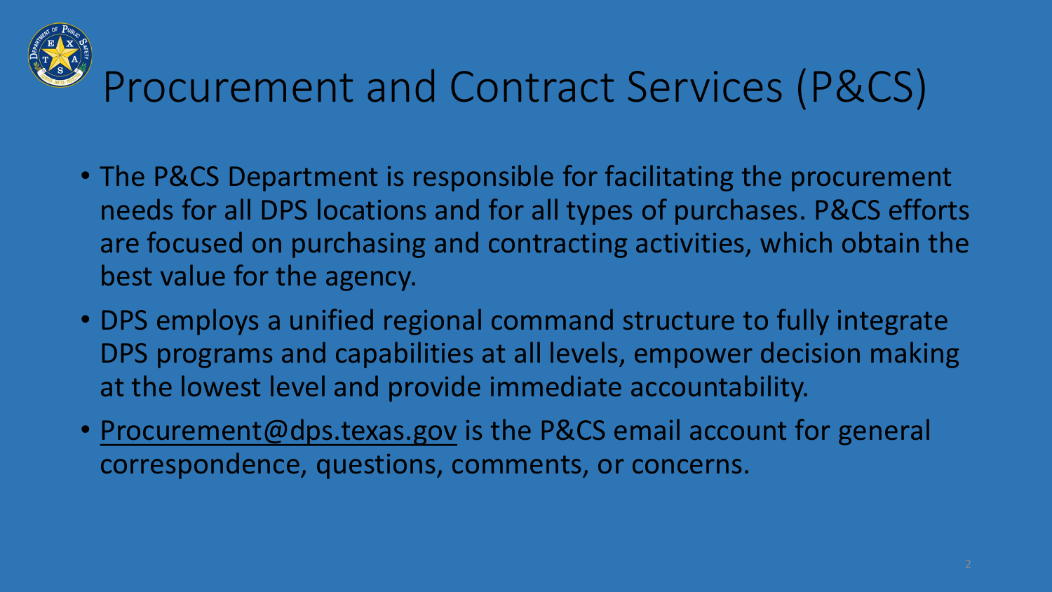# Procurement and Contract Services (P&CS)

- The P&CS Department is responsible for facilitating the procurement needs for all DPS locations and for all types of purchases. P&CS efforts are focused on purchasing and contracting activities, which obtain the best value for the agency.
- DPS employs a unified regional command structure to fully integrate DPS programs and capabilities at all levels, empower decision making at the lowest level and provide immediate accountability.
- Procurement@dps.texas.gov is the P&CS email account for general correspondence, questions, comments, or concerns.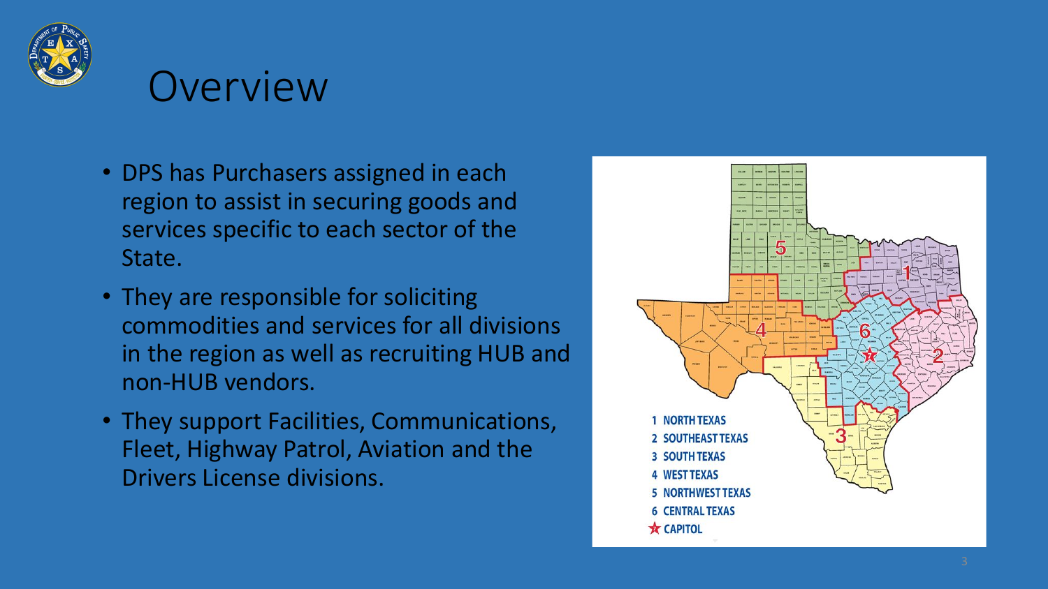# Overview

- DPS has Purchasers assigned in each region to assist in securing goods and services specific to each sector of the State.
- They are responsible for soliciting commodities and services for all divisions in the region as well as recruiting HUB and non-HUB vendors.
- They support Facilities, Communications, Fleet, Highway Patrol, Aviation and the Drivers License divisions.

1 NORTH TEXAS
2 SOUTHEAST TEXAS
3 SOUTH TEXAS
4 WEST TEXAS
5 NORTHWEST TEXAS
6 CENTRAL TEXAS
★ CAPITOL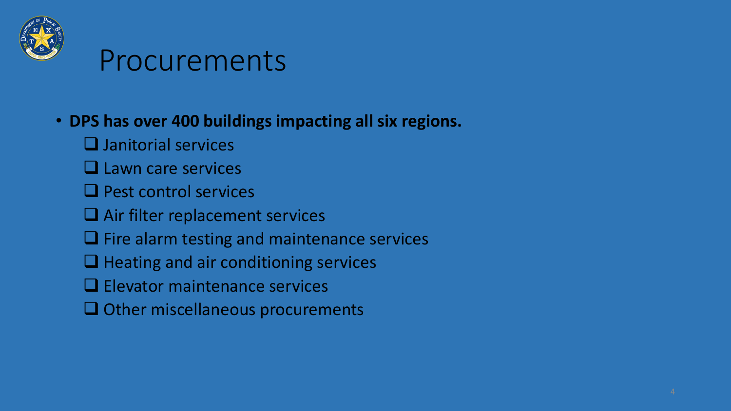# Procurements

- **DPS has over 400 buildings impacting all six regions.**
  - ❑ Janitorial services
  - ❑ Lawn care services
  - ❑ Pest control services
  - ❑ Air filter replacement services
  - ❑ Fire alarm testing and maintenance services
  - ❑ Heating and air conditioning services
  - ❑ Elevator maintenance services
  - ❑ Other miscellaneous procurements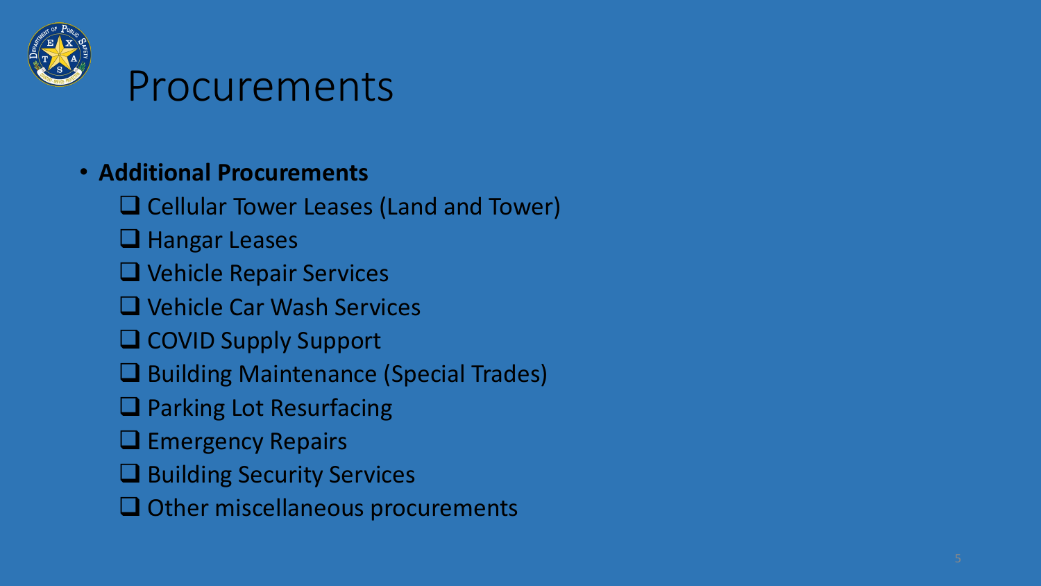# Procurements

- **Additional Procurements**
  - ❑ Cellular Tower Leases (Land and Tower)
  - ❑ Hangar Leases
  - ❑ Vehicle Repair Services
  - ❑ Vehicle Car Wash Services
  - ❑ COVID Supply Support
  - ❑ Building Maintenance (Special Trades)
  - ❑ Parking Lot Resurfacing
  - ❑ Emergency Repairs
  - ❑ Building Security Services
  - ❑ Other miscellaneous procurements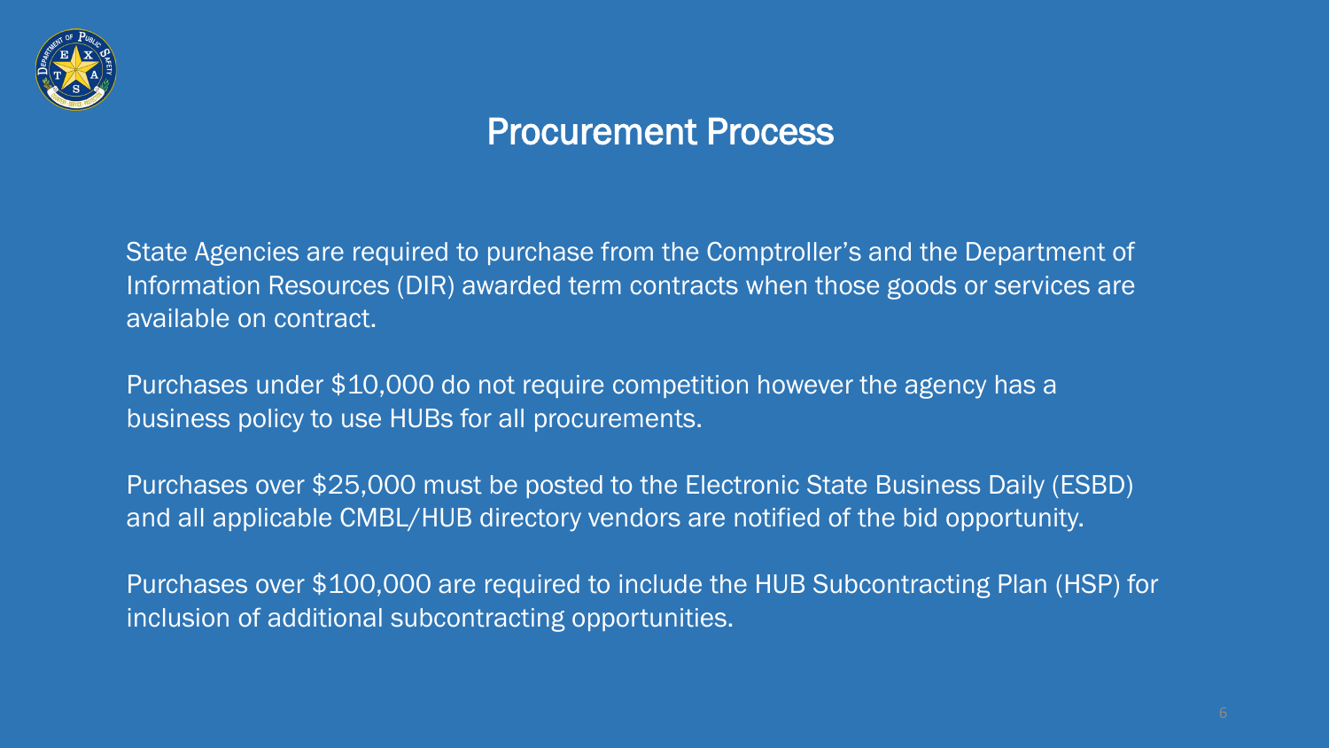# Procurement Process

State Agencies are required to purchase from the Comptroller's and the Department of Information Resources (DIR) awarded term contracts when those goods or services are available on contract.

Purchases under $10,000 do not require competition however the agency has a business policy to use HUBs for all procurements.

Purchases over $25,000 must be posted to the Electronic State Business Daily (ESBD) and all applicable CMBL/HUB directory vendors are notified of the bid opportunity.

Purchases over $100,000 are required to include the HUB Subcontracting Plan (HSP) for inclusion of additional subcontracting opportunities.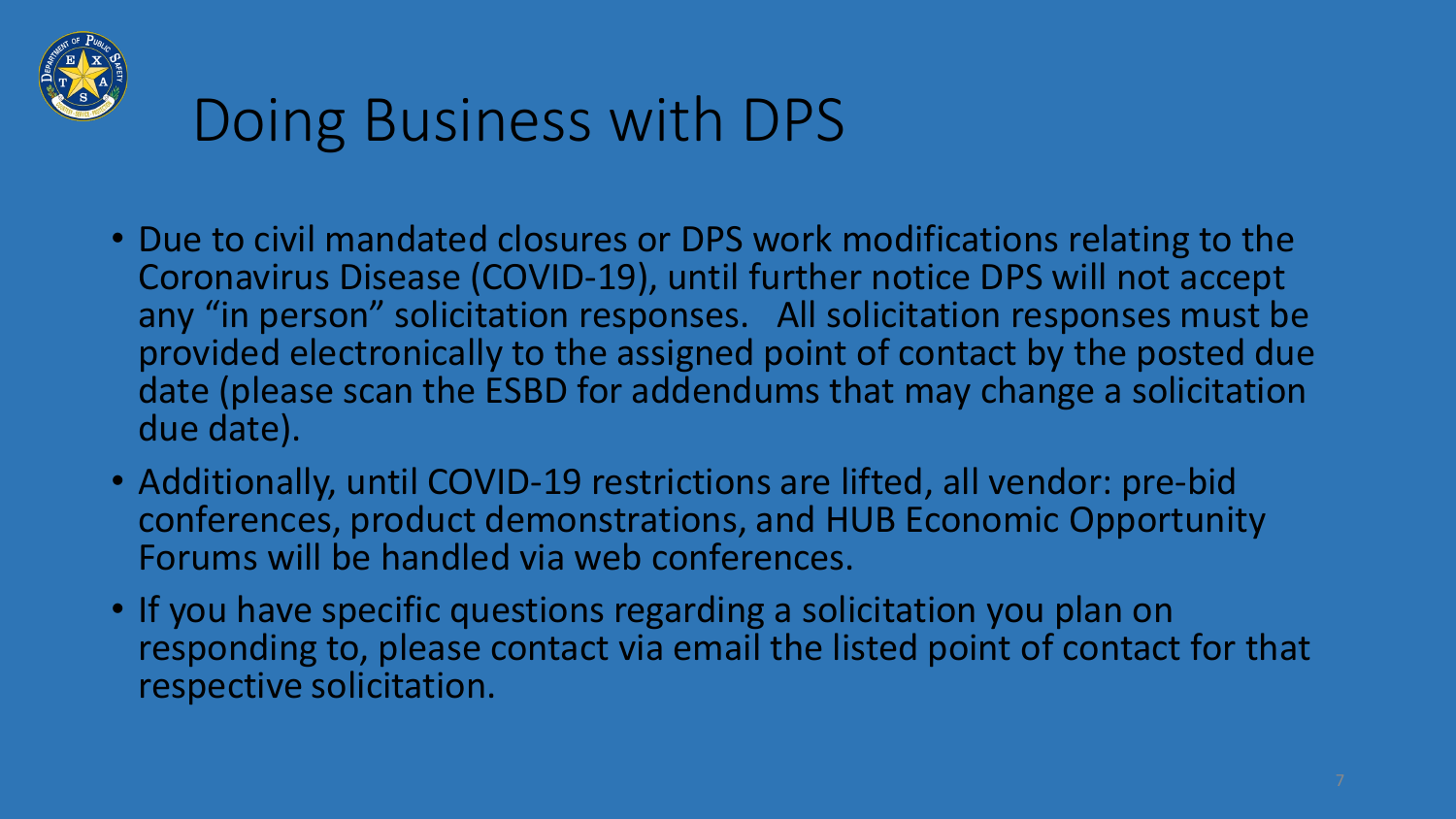# Doing Business with DPS

- Due to civil mandated closures or DPS work modifications relating to the Coronavirus Disease (COVID-19), until further notice DPS will not accept any "in person" solicitation responses. All solicitation responses must be provided electronically to the assigned point of contact by the posted due date (please scan the ESBD for addendums that may change a solicitation due date).
- Additionally, until COVID-19 restrictions are lifted, all vendor: pre-bid conferences, product demonstrations, and HUB Economic Opportunity Forums will be handled via web conferences.
- If you have specific questions regarding a solicitation you plan on responding to, please contact via email the listed point of contact for that respective solicitation.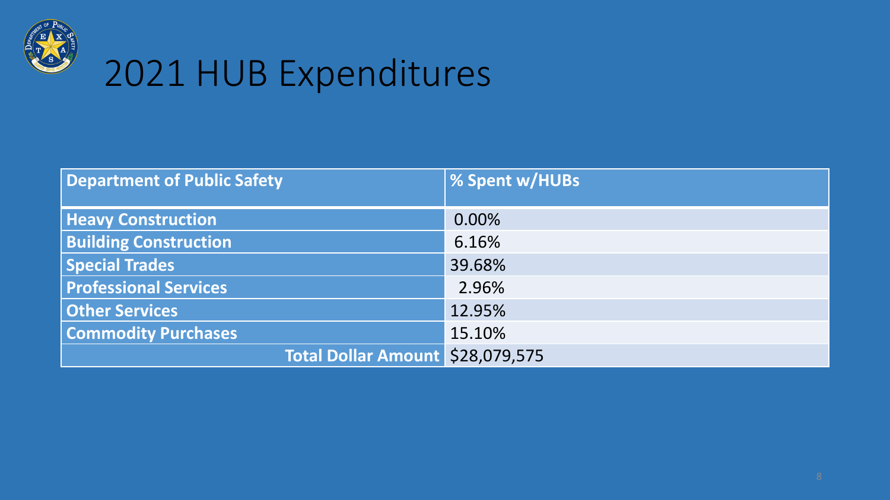# 2021 HUB Expenditures

| Department of Public Safety | % Spent w/HUBs |
|---|---|
| Heavy Construction | 0.00% |
| Building Construction | 6.16% |
| Special Trades | 39.68% |
| Professional Services | 2.96% |
| Other Services | 12.95% |
| Commodity Purchases | 15.10% |
| Total Dollar Amount | $28,079,575 |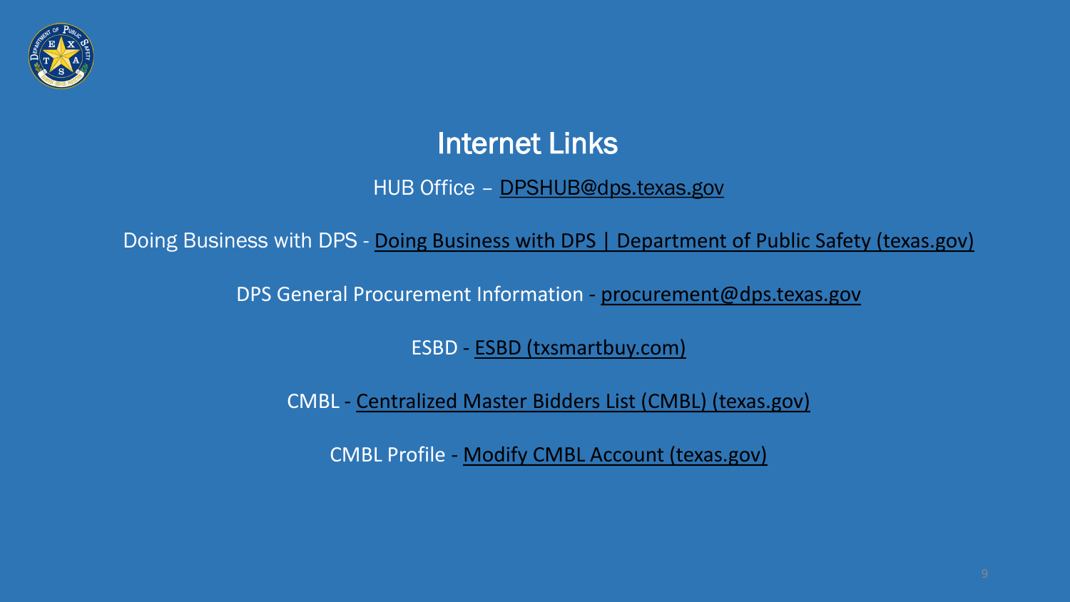# Internet Links

HUB Office – DPSHUB@dps.texas.gov

Doing Business with DPS - Doing Business with DPS | Department of Public Safety (texas.gov)

DPS General Procurement Information - procurement@dps.texas.gov

ESBD - ESBD (txsmartbuy.com)

CMBL - Centralized Master Bidders List (CMBL) (texas.gov)

CMBL Profile - Modify CMBL Account (texas.gov)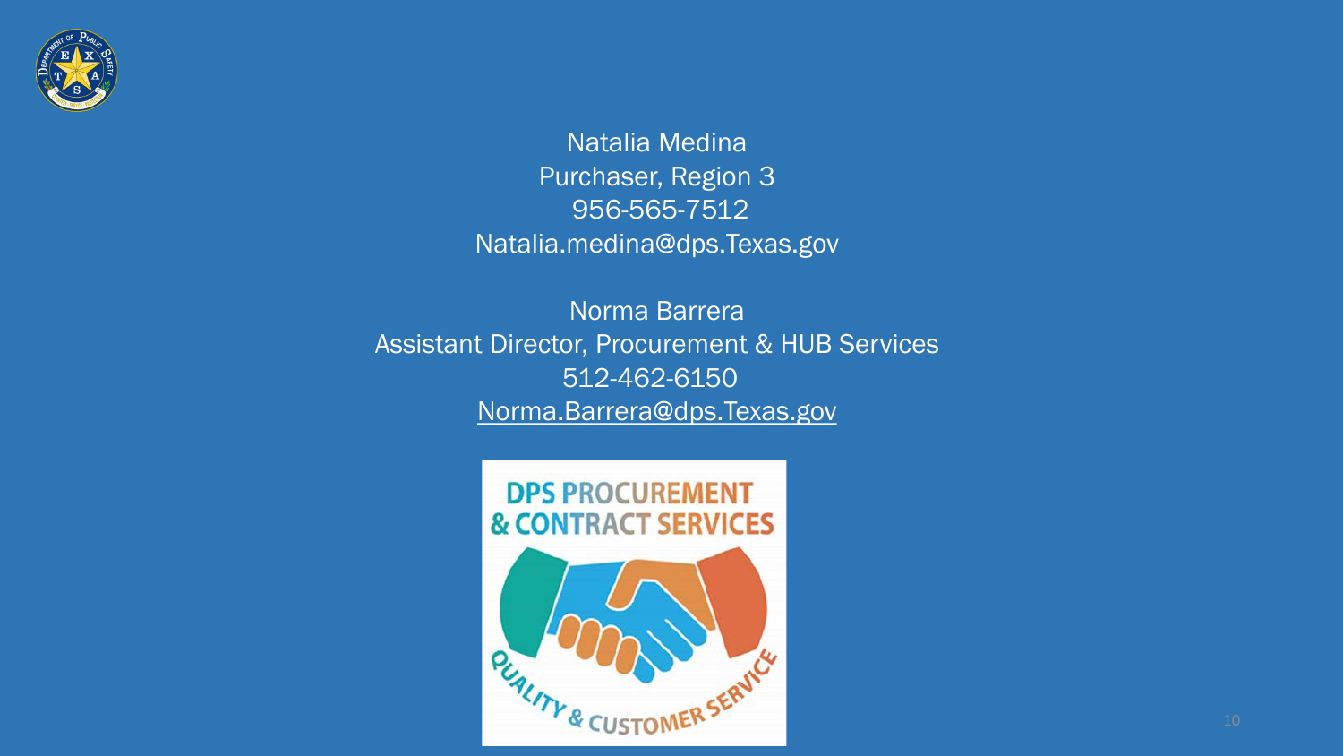Natalia Medina
Purchaser, Region 3
956-565-7512
Natalia.medina@dps.Texas.gov

Norma Barrera
Assistant Director, Procurement & HUB Services
512-462-6150
Norma.Barrera@dps.Texas.gov